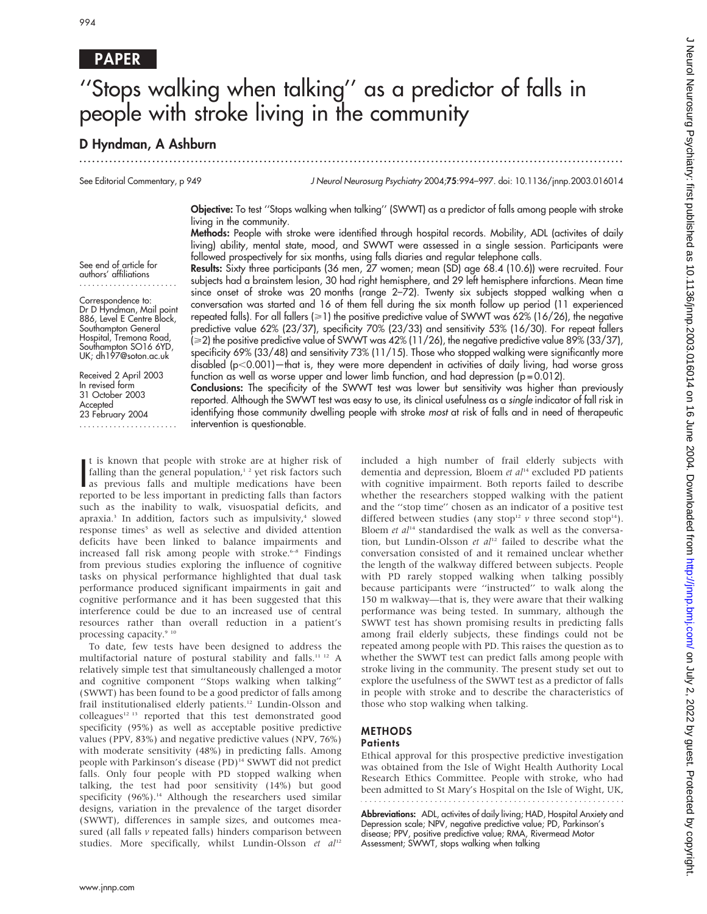**PAPER**

# "Stops walking when talking" as a predictor of falls in people with stroke living in the community

## D Hyndman, A Ashburn

See Editorial Commentary, p 949

See end of article for authors' affiliations

Correspondence to: Dr D Hyndman, Mail point 886, Level E Centre Block, Southampton General Hospital, Tremona Road, Southampton SO16 6YD, UK; dh197@soton.ac.uk

Received 2 April 2003
In revised form 31 October 2003
Accepted 23 February 2004

**Objective:** To test "Stops walking when talking" (SWWT) as a predictor of falls among people with stroke living in the community.

**Methods:** People with stroke were identified through hospital records. Mobility, ADL (activites of daily living) ability, mental state, mood, and SWWT were assessed in a single session. Participants were followed prospectively for six months, using falls diaries and regular telephone calls.

**Results:** Sixty three participants (36 men, 27 women; mean (SD) age 68.4 (10.6)) were recruited. Four subjects had a brainstem lesion, 30 had right hemisphere, and 29 left hemisphere infarctions. Mean time since onset of stroke was 20 months (range 2–72). Twenty six subjects stopped walking when a conversation was started and 16 of them fell during the six month follow up period (11 experienced repeated falls). For all fallers (⩾1) the positive predictive value of SWWT was 62% (16/26), the negative predictive value 62% (23/37), specificity 70% (23/33) and sensitivity 53% (16/30). For repeat fallers (⩾2) the positive predictive value of SWWT was 42% (11/26), the negative predictive value 89% (33/37), specificity 69% (33/48) and sensitivity 73% (11/15). Those who stopped walking were significantly more disabled ($p<0.001$)—that is, they were more dependent in activities of daily living, had worse gross function as well as worse upper and lower limb function, and had depression ($p = 0.012$).

**Conclusions:** The specificity of the SWWT test was lower but sensitivity was higher than previously reported. Although the SWWT test was easy to use, its clinical usefulness as a *single* indicator of fall risk in identifying those community dwelling people with stroke *most* at risk of falls and in need of therapeutic intervention is questionable.

It is known that people with stroke are at higher risk of falling than the general population,[1 2] yet risk factors such as previous falls and multiple medications have been reported to be less important in predicting falls than factors such as the inability to walk, visuospatial deficits, and apraxia.[3] In addition, factors such as impulsivity,[4] slowed response times[5] as well as selective and divided attention deficits have been linked to balance impairments and increased fall risk among people with stroke.[6–8] Findings from previous studies exploring the influence of cognitive tasks on physical performance highlighted that dual task performance produced significant impairments in gait and cognitive performance and it has been suggested that this interference could be due to an increased use of central resources rather than overall reduction in a patient's processing capacity.[9 10]

To date, few tests have been designed to address the multifactorial nature of postural stability and falls.[11 12] A relatively simple test that simultaneously challenged a motor and cognitive component "Stops walking when talking" (SWWT) has been found to be a good predictor of falls among frail institutionalised elderly patients.[12] Lundin-Olsson and colleagues[12 13] reported that this test demonstrated good specificity (95%) as well as acceptable positive predictive values (PPV, 83%) and negative predictive values (NPV, 76%) with moderate sensitivity (48%) in predicting falls. Among people with Parkinson's disease (PD)[14] SWWT did not predict falls. Only four people with PD stopped walking when talking, the test had poor sensitivity (14%) but good specificity (96%).[14] Although the researchers used similar designs, variation in the prevalence of the target disorder (SWWT), differences in sample sizes, and outcomes measured (all falls *v* repeated falls) hinders comparison between studies. More specifically, whilst Lundin-Olsson *et al*[12] included a high number of frail elderly subjects with dementia and depression, Bloem *et al*[14] excluded PD patients with cognitive impairment. Both reports failed to describe whether the researchers stopped walking with the patient and the "stop time" chosen as an indicator of a positive test differed between studies (any stop[12] *v* three second stop[14]). Bloem *et al*[14] standardised the walk as well as the conversation, but Lundin-Olsson *et al*[12] failed to describe what the conversation consisted of and it remained unclear whether the length of the walkway differed between subjects. People with PD rarely stopped walking when talking possibly because participants were "instructed" to walk along the 150 m walkway—that is, they were aware that their walking performance was being tested. In summary, although the SWWT test has shown promising results in predicting falls among frail elderly subjects, these findings could not be repeated among people with PD. This raises the question as to whether the SWWT test can predict falls among people with stroke living in the community. The present study set out to explore the usefulness of the SWWT test as a predictor of falls in people with stroke and to describe the characteristics of those who stop walking when talking.

## METHODS

### Patients

Ethical approval for this prospective predictive investigation was obtained from the Isle of Wight Health Authority Local Research Ethics Committee. People with stroke, who had been admitted to St Mary's Hospital on the Isle of Wight, UK,

**Abbreviations:** ADL, activites of daily living; HAD, Hospital Anxiety and Depression scale; NPV, negative predictive value; PD, Parkinson's disease; PPV, positive predictive value; RMA, Rivermead Motor Assessment; SWWT, stops walking when talking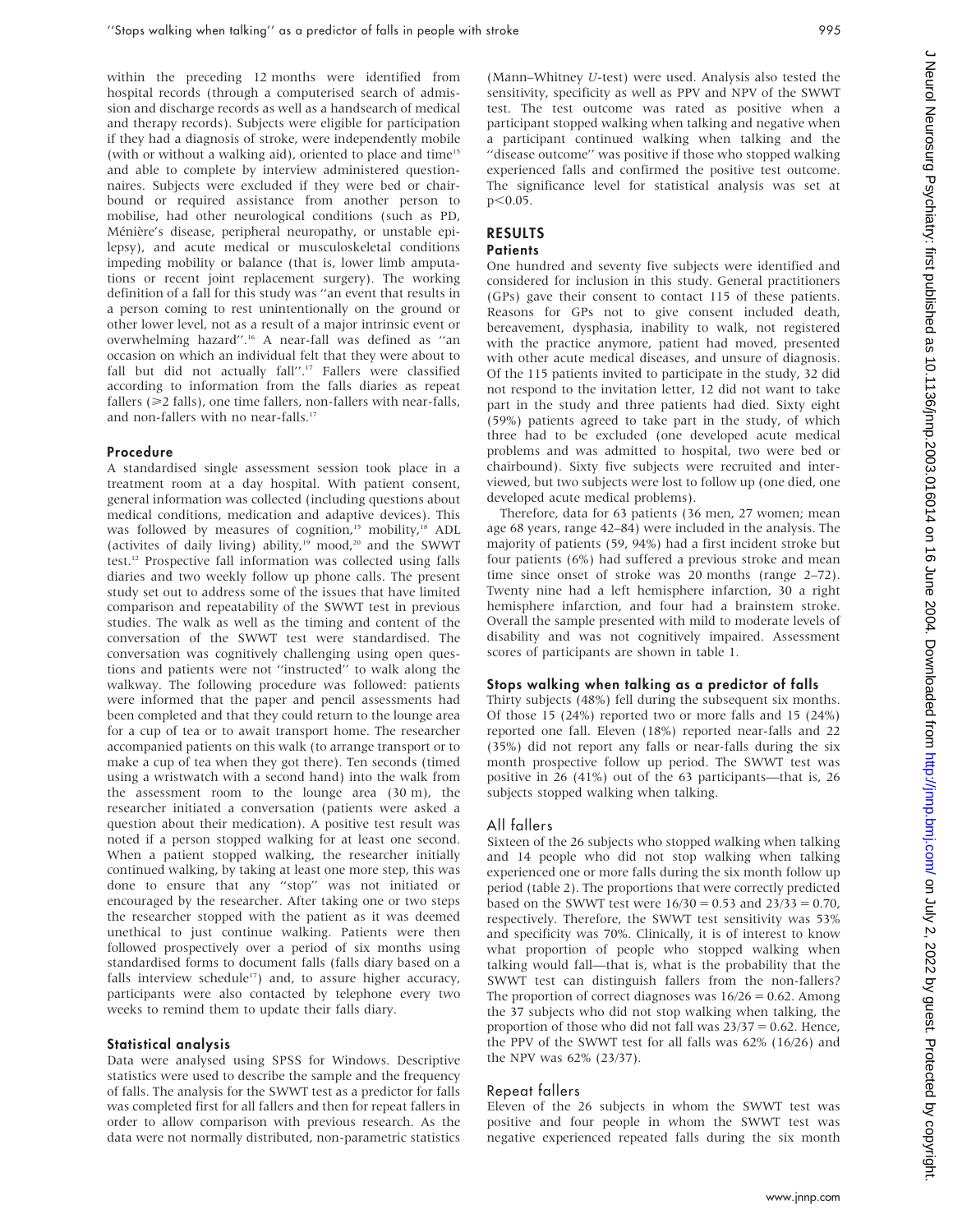within the preceding 12 months were identified from hospital records (through a computerised search of admission and discharge records as well as a handsearch of medical and therapy records). Subjects were eligible for participation if they had a diagnosis of stroke, were independently mobile (with or without a walking aid), oriented to place and time[15] and able to complete by interview administered questionnaires. Subjects were excluded if they were bed or chairbound or required assistance from another person to mobilise, had other neurological conditions (such as PD, Ménière's disease, peripheral neuropathy, or unstable epilepsy), and acute medical or musculoskeletal conditions impeding mobility or balance (that is, lower limb amputations or recent joint replacement surgery). The working definition of a fall for this study was "an event that results in a person coming to rest unintentionally on the ground or other lower level, not as a result of a major intrinsic event or overwhelming hazard".[16] A near-fall was defined as "an occasion on which an individual felt that they were about to fall but did not actually fall".[17] Fallers were classified according to information from the falls diaries as repeat fallers (⩾2 falls), one time fallers, non-fallers with near-falls, and non-fallers with no near-falls.[17]

### Procedure

A standardised single assessment session took place in a treatment room at a day hospital. With patient consent, general information was collected (including questions about medical conditions, medication and adaptive devices). This was followed by measures of cognition,[15] mobility,[18] ADL (activites of daily living) ability,[19] mood,[20] and the SWWT test.[12] Prospective fall information was collected using falls diaries and two weekly follow up phone calls. The present study set out to address some of the issues that have limited comparison and repeatability of the SWWT test in previous studies. The walk as well as the timing and content of the conversation of the SWWT test were standardised. The conversation was cognitively challenging using open questions and patients were not "instructed" to walk along the walkway. The following procedure was followed: patients were informed that the paper and pencil assessments had been completed and that they could return to the lounge area for a cup of tea or to await transport home. The researcher accompanied patients on this walk (to arrange transport or to make a cup of tea when they got there). Ten seconds (timed using a wristwatch with a second hand) into the walk from the assessment room to the lounge area (30 m), the researcher initiated a conversation (patients were asked a question about their medication). A positive test result was noted if a person stopped walking for at least one second. When a patient stopped walking, the researcher initially continued walking, by taking at least one more step, this was done to ensure that any "stop" was not initiated or encouraged by the researcher. After taking one or two steps the researcher stopped with the patient as it was deemed unethical to just continue walking. Patients were then followed prospectively over a period of six months using standardised forms to document falls (falls diary based on a falls interview schedule[17]) and, to assure higher accuracy, participants were also contacted by telephone every two weeks to remind them to update their falls diary.

### Statistical analysis

Data were analysed using SPSS for Windows. Descriptive statistics were used to describe the sample and the frequency of falls. The analysis for the SWWT test as a predictor for falls was completed first for all fallers and then for repeat fallers in order to allow comparison with previous research. As the data were not normally distributed, non-parametric statistics (Mann–Whitney *U*-test) were used. Analysis also tested the sensitivity, specificity as well as PPV and NPV of the SWWT test. The test outcome was rated as positive when a participant stopped walking when talking and negative when a participant continued walking when talking and the "disease outcome" was positive if those who stopped walking experienced falls and confirmed the positive test outcome. The significance level for statistical analysis was set at $p<0.05$.

## RESULTS

### Patients

One hundred and seventy five subjects were identified and considered for inclusion in this study. General practitioners (GPs) gave their consent to contact 115 of these patients. Reasons for GPs not to give consent included death, bereavement, dysphasia, inability to walk, not registered with the practice anymore, patient had moved, presented with other acute medical diseases, and unsure of diagnosis. Of the 115 patients invited to participate in the study, 32 did not respond to the invitation letter, 12 did not want to take part in the study and three patients had died. Sixty eight (59%) patients agreed to take part in the study, of which three had to be excluded (one developed acute medical problems and was admitted to hospital, two were bed or chairbound). Sixty five subjects were recruited and interviewed, but two subjects were lost to follow up (one died, one developed acute medical problems).

Therefore, data for 63 patients (36 men, 27 women; mean age 68 years, range 42–84) were included in the analysis. The majority of patients (59, 94%) had a first incident stroke but four patients (6%) had suffered a previous stroke and mean time since onset of stroke was 20 months (range 2–72). Twenty nine had a left hemisphere infarction, 30 a right hemisphere infarction, and four had a brainstem stroke. Overall the sample presented with mild to moderate levels of disability and was not cognitively impaired. Assessment scores of participants are shown in table 1.

### Stops walking when talking as a predictor of falls

Thirty subjects (48%) fell during the subsequent six months. Of those 15 (24%) reported two or more falls and 15 (24%) reported one fall. Eleven (18%) reported near-falls and 22 (35%) did not report any falls or near-falls during the six month prospective follow up period. The SWWT test was positive in 26 (41%) out of the 63 participants—that is, 26 subjects stopped walking when talking.

### All fallers

Sixteen of the 26 subjects who stopped walking when talking and 14 people who did not stop walking when talking experienced one or more falls during the six month follow up period (table 2). The proportions that were correctly predicted based on the SWWT test were $16/30 = 0.53$ and $23/33 = 0.70$, respectively. Therefore, the SWWT test sensitivity was 53% and specificity was 70%. Clinically, it is of interest to know what proportion of people who stopped walking when talking would fall—that is, what is the probability that the SWWT test can distinguish fallers from the non-fallers? The proportion of correct diagnoses was $16/26 = 0.62$. Among the 37 subjects who did not stop walking when talking, the proportion of those who did not fall was $23/37 = 0.62$. Hence, the PPV of the SWWT test for all falls was 62% (16/26) and the NPV was 62% (23/37).

### Repeat fallers

Eleven of the 26 subjects in whom the SWWT test was positive and four people in whom the SWWT test was negative experienced repeated falls during the six month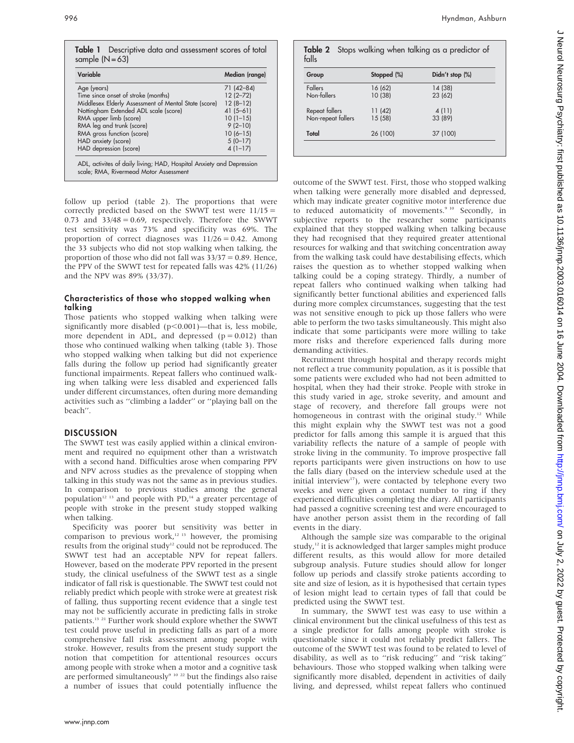**Table 1** Descriptive data and assessment scores of total sample (N = 63)

| Variable | Median (range) |
|---|---|
| Age (years) | 71 (42–84) |
| Time since onset of stroke (months) | 12 (2–72) |
| Middlesex Elderly Assessment of Mental State (score) | 12 (8–12) |
| Nottingham Extended ADL scale (score) | 41 (5–61) |
| RMA upper limb (score) | 10 (1–15) |
| RMA leg and trunk (score) | 9 (2–10) |
| RMA gross function (score) | 10 (6–15) |
| HAD anxiety (score) | 5 (0–17) |
| HAD depression (score) | 4 (1–17) |

ADL, activites of daily living; HAD, Hospital Anxiety and Depression scale; RMA, Rivermead Motor Assessment

follow up period (table 2). The proportions that were correctly predicted based on the SWWT test were 11/15 = 0.73 and 33/48 = 0.69, respectively. Therefore the SWWT test sensitivity was 73% and specificity was 69%. The proportion of correct diagnoses was 11/26 = 0.42. Among the 33 subjects who did not stop walking when talking, the proportion of those who did not fall was 33/37 = 0.89. Hence, the PPV of the SWWT test for repeated falls was 42% (11/26) and the NPV was 89% (33/37).

### Characteristics of those who stopped walking when talking

Those patients who stopped walking when talking were significantly more disabled ($p<0.001$)—that is, less mobile, more dependent in ADL, and depressed ($p = 0.012$) than those who continued walking when talking (table 3). Those who stopped walking when talking but did not experience falls during the follow up period had significantly greater functional impairments. Repeat fallers who continued walking when talking were less disabled and experienced falls under different circumstances, often during more demanding activities such as "climbing a ladder" or "playing ball on the beach".

## DISCUSSION

The SWWT test was easily applied within a clinical environment and required no equipment other than a wristwatch with a second hand. Difficulties arose when comparing PPV and NPV across studies as the prevalence of stopping when talking in this study was not the same as in previous studies. In comparison to previous studies among the general population[12 13] and people with PD,[14] a greater percentage of people with stroke in the present study stopped walking when talking.

Specificity was poorer but sensitivity was better in comparison to previous work,[12 13] however, the promising results from the original study[12] could not be reproduced. The SWWT test had an acceptable NPV for repeat fallers. However, based on the moderate PPV reported in the present study, the clinical usefulness of the SWWT test as a single indicator of fall risk is questionable. The SWWT test could not reliably predict which people with stroke were at greatest risk of falling, thus supporting recent evidence that a single test may not be sufficiently accurate in predicting falls in stroke patients.[13 21] Further work should explore whether the SWWT test could prove useful in predicting falls as part of a more comprehensive fall risk assessment among people with stroke. However, results from the present study support the notion that competition for attentional resources occurs among people with stroke when a motor and a cognitive task are performed simultaneously[9 10 22] but the findings also raise a number of issues that could potentially influence the

**Table 2** Stops walking when talking as a predictor of falls

| Group | Stopped (%) | Didn't stop (%) |
|---|---|---|
| Fallers | 16 (62) | 14 (38) |
| Non-fallers | 10 (38) | 23 (62) |
| Repeat fallers | 11 (42) | 4 (11) |
| Non-repeat fallers | 15 (58) | 33 (89) |
| **Total** | 26 (100) | 37 (100) |

outcome of the SWWT test. First, those who stopped walking when talking were generally more disabled and depressed, which may indicate greater cognitive motor interference due to reduced automaticity of movements.[9 10] Secondly, in subjective reports to the researcher some participants explained that they stopped walking when talking because they had recognised that they required greater attentional resources for walking and that switching concentration away from the walking task could have destabilising effects, which raises the question as to whether stopped walking when talking could be a coping strategy. Thirdly, a number of repeat fallers who continued walking when talking had significantly better functional abilities and experienced falls during more complex circumstances, suggesting that the test was not sensitive enough to pick up those fallers who were able to perform the two tasks simultaneously. This might also indicate that some participants were more willing to take more risks and therefore experienced falls during more demanding activities.

Recruitment through hospital and therapy records might not reflect a true community population, as it is possible that some patients were excluded who had not been admitted to hospital, when they had their stroke. People with stroke in this study varied in age, stroke severity, and amount and stage of recovery, and therefore fall groups were not homogeneous in contrast with the original study.[12] While this might explain why the SWWT test was not a good predictor for falls among this sample it is argued that this variability reflects the nature of a sample of people with stroke living in the community. To improve prospective fall reports participants were given instructions on how to use the falls diary (based on the interview schedule used at the initial interview[17]), were contacted by telephone every two weeks and were given a contact number to ring if they experienced difficulties completing the diary. All participants had passed a cognitive screening test and were encouraged to have another person assist them in the recording of fall events in the diary.

Although the sample size was comparable to the original study,[12] it is acknowledged that larger samples might produce different results, as this would allow for more detailed subgroup analysis. Future studies should allow for longer follow up periods and classify stroke patients according to site and size of lesion, as it is hypothesised that certain types of lesion might lead to certain types of fall that could be predicted using the SWWT test.

In summary, the SWWT test was easy to use within a clinical environment but the clinical usefulness of this test as a single predictor for falls among people with stroke is questionable since it could not reliably predict fallers. The outcome of the SWWT test was found to be related to level of disability, as well as to "risk reducing" and "risk taking" behaviours. Those who stopped walking when talking were significantly more disabled, dependent in activities of daily living, and depressed, whilst repeat fallers who continued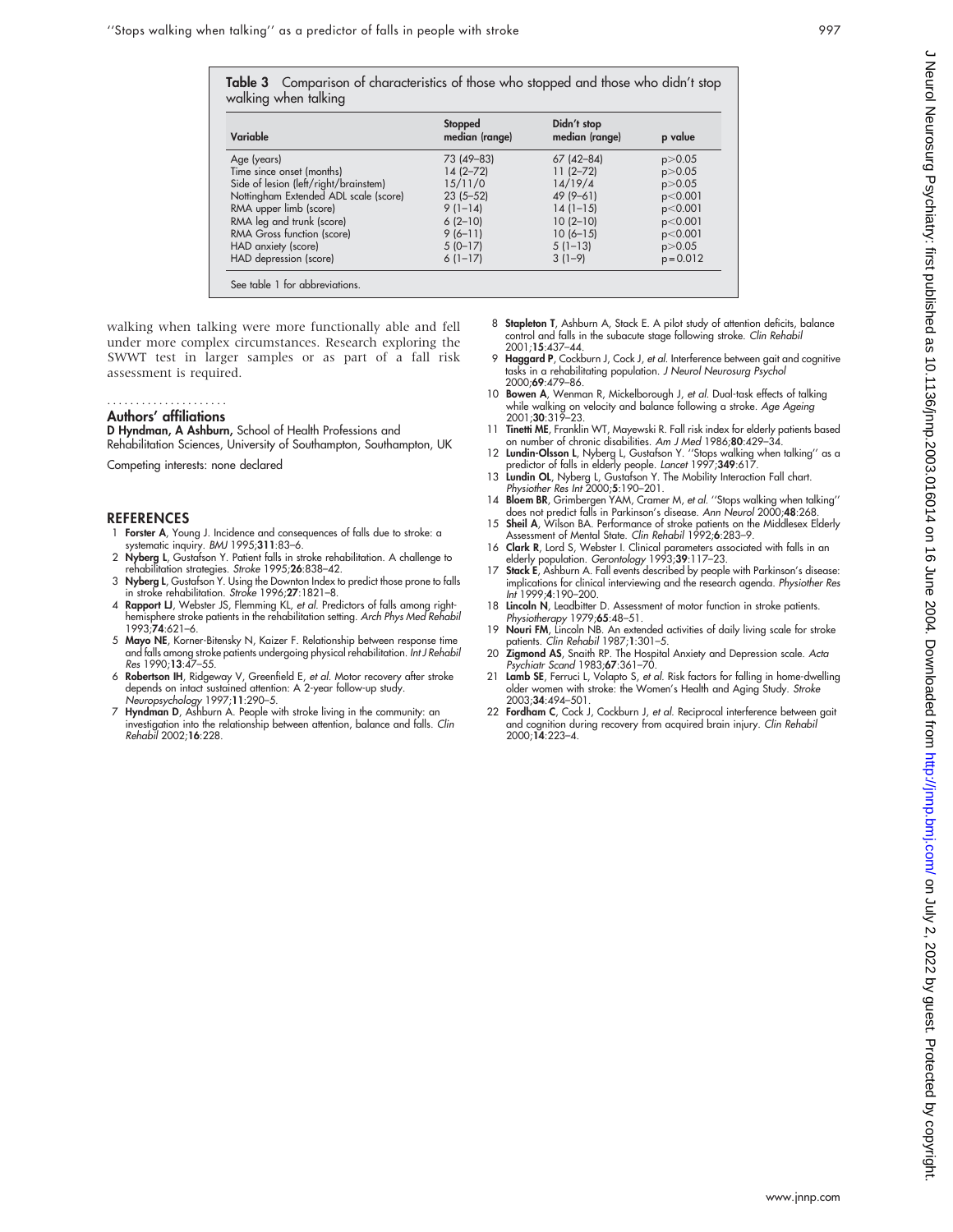**Table 3** Comparison of characteristics of those who stopped and those who didn't stop walking when talking

| Variable | Stopped median (range) | Didn't stop median (range) | p value |
|---|---|---|---|
| Age (years) | 73 (49–83) | 67 (42–84) | p>0.05 |
| Time since onset (months) | 14 (2–72) | 11 (2–72) | p>0.05 |
| Side of lesion (left/right/brainstem) | 15/11/0 | 14/19/4 | p>0.05 |
| Nottingham Extended ADL scale (score) | 23 (5–52) | 49 (9–61) | p<0.001 |
| RMA upper limb (score) | 9 (1–14) | 14 (1–15) | p<0.001 |
| RMA leg and trunk (score) | 6 (2–10) | 10 (2–10) | p<0.001 |
| RMA Gross function (score) | 9 (6–11) | 10 (6–15) | p<0.001 |
| HAD anxiety (score) | 5 (0–17) | 5 (1–13) | p>0.05 |
| HAD depression (score) | 6 (1–17) | 3 (1–9) | p = 0.012 |

See table 1 for abbreviations.

walking when talking were more functionally able and fell under more complex circumstances. Research exploring the SWWT test in larger samples or as part of a fall risk assessment is required.

## Authors' affiliations

**D Hyndman, A Ashburn,** School of Health Professions and Rehabilitation Sciences, University of Southampton, Southampton, UK

Competing interests: none declared

## REFERENCES

1. **Forster A**, Young J. Incidence and consequences of falls due to stroke: a systematic inquiry. *BMJ* 1995;**311**:83–6.
2. **Nyberg L**, Gustafson Y. Patient falls in stroke rehabilitation. A challenge to rehabilitation strategies. *Stroke* 1995;**26**:838–42.
3. **Nyberg L**, Gustafson Y. Using the Downton Index to predict those prone to falls in stroke rehabilitation. *Stroke* 1996;**27**:1821–8.
4. **Rapport LJ**, Webster JS, Flemming KL, *et al*. Predictors of falls among right-hemisphere stroke patients in the rehabilitation setting. *Arch Phys Med Rehabil* 1993;**74**:621–6.
5. **Mayo NE**, Korner-Bitensky N, Kaizer F. Relationship between response time and falls among stroke patients undergoing physical rehabilitation. *Int J Rehabil Res* 1990;**13**:47–55.
6. **Robertson IH**, Ridgeway V, Greenfield E, *et al*. Motor recovery after stroke depends on intact sustained attention: A 2-year follow-up study. *Neuropsychology* 1997;**11**:290–5.
7. **Hyndman D**, Ashburn A. People with stroke living in the community: an investigation into the relationship between attention, balance and falls. *Clin Rehabil* 2002;**16**:228.
8. **Stapleton T**, Ashburn A, Stack E. A pilot study of attention deficits, balance control and falls in the subacute stage following stroke. *Clin Rehabil* 2001;**15**:437–44.
9. **Haggard P**, Cockburn J, Cock J, *et al*. Interference between gait and cognitive tasks in a rehabilitating population. *J Neurol Neurosurg Psychol* 2000;**69**:479–86.
10. **Bowen A**, Wenman R, Mickelborough J, *et al*. Dual-task effects of talking while walking on velocity and balance following a stroke. *Age Ageing* 2001;**30**:319–23.
11. **Tinetti ME**, Franklin WT, Mayewski R. Fall risk index for elderly patients based on number of chronic disabilities. *Am J Med* 1986;**80**:429–34.
12. **Lundin-Olsson L**, Nyberg L, Gustafson Y. ''Stops walking when talking'' as a predictor of falls in elderly people. *Lancet* 1997;**349**:617.
13. **Lundin OL**, Nyberg L, Gustafson Y. The Mobility Interaction Fall chart. *Physiother Res Int* 2000;**5**:190–201.
14. **Bloem BR**, Grimbergen YAM, Cramer M, *et al*. ''Stops walking when talking'' does not predict falls in Parkinson's disease. *Ann Neurol* 2000;**48**:268.
15. **Sheil A**, Wilson BA. Performance of stroke patients on the Middlesex Elderly Assessment of Mental State. *Clin Rehabil* 1992;**6**:283–9.
16. **Clark R**, Lord S, Webster I. Clinical parameters associated with falls in an elderly population. *Gerontology* 1993;**39**:117–23.
17. **Stack E**, Ashburn A. Fall events described by people with Parkinson's disease: implications for clinical interviewing and the research agenda. *Physiother Res Int* 1999;**4**:190–200.
18. **Lincoln N**, Leadbitter D. Assessment of motor function in stroke patients. *Physiotherapy* 1979;**65**:48–51.
19. **Nouri FM**, Lincoln NB. An extended activities of daily living scale for stroke patients. *Clin Rehabil* 1987;**1**:301–5.
20. **Zigmond AS**, Snaith RP. The Hospital Anxiety and Depression scale. *Acta Psychiatr Scand* 1983;**67**:361–70.
21. **Lamb SE**, Ferruci L, Volapto S, *et al*. Risk factors for falling in home-dwelling older women with stroke: the Women's Health and Aging Study. *Stroke* 2003;**34**:494–501.
22. **Fordham C**, Cock J, Cockburn J, *et al*. Reciprocal interference between gait and cognition during recovery from acquired brain injury. *Clin Rehabil* 2000;**14**:223–4.